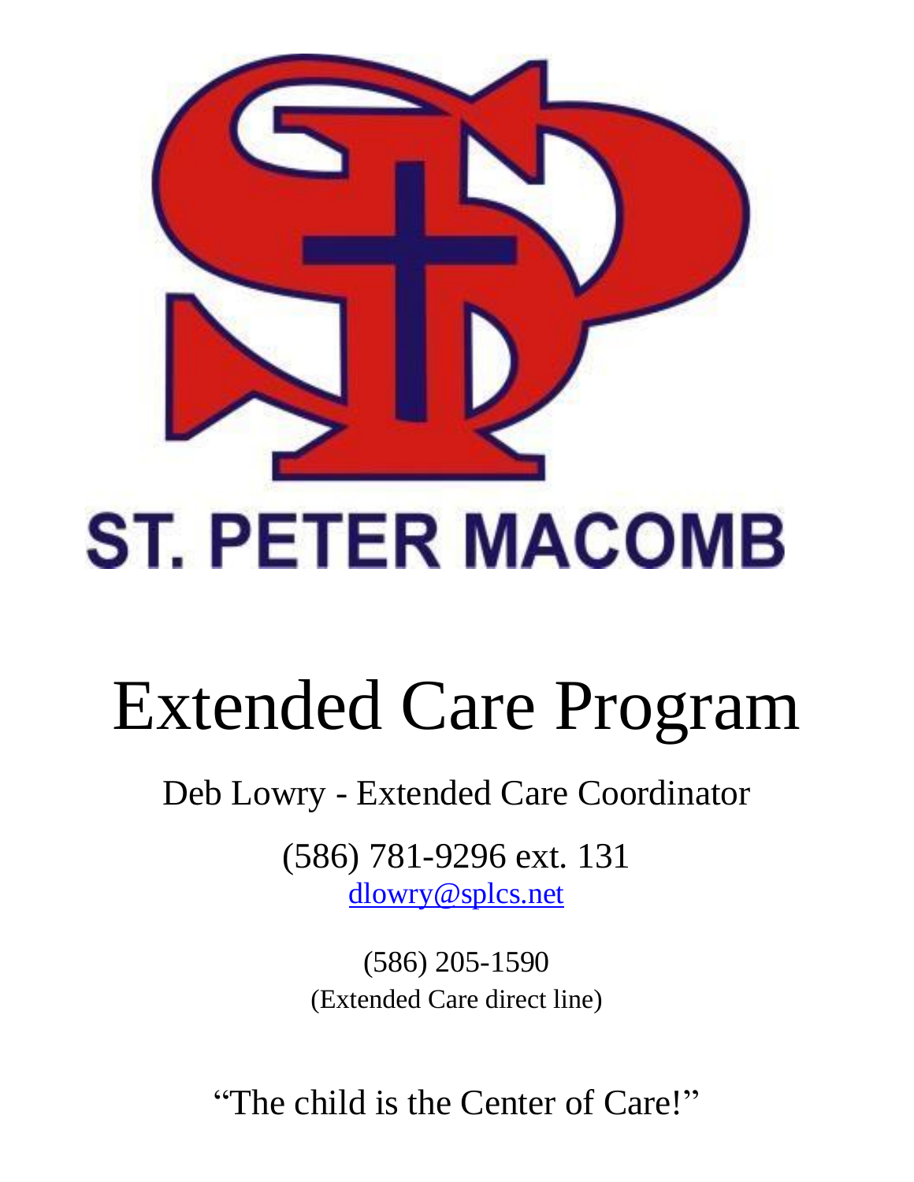ST. PETER MACOMB

# Extended Care Program

Deb Lowry - Extended Care Coordinator

(586) 781-9296 ext. 131
dlowry@splcs.net

(586) 205-1590
(Extended Care direct line)

"The child is the Center of Care!"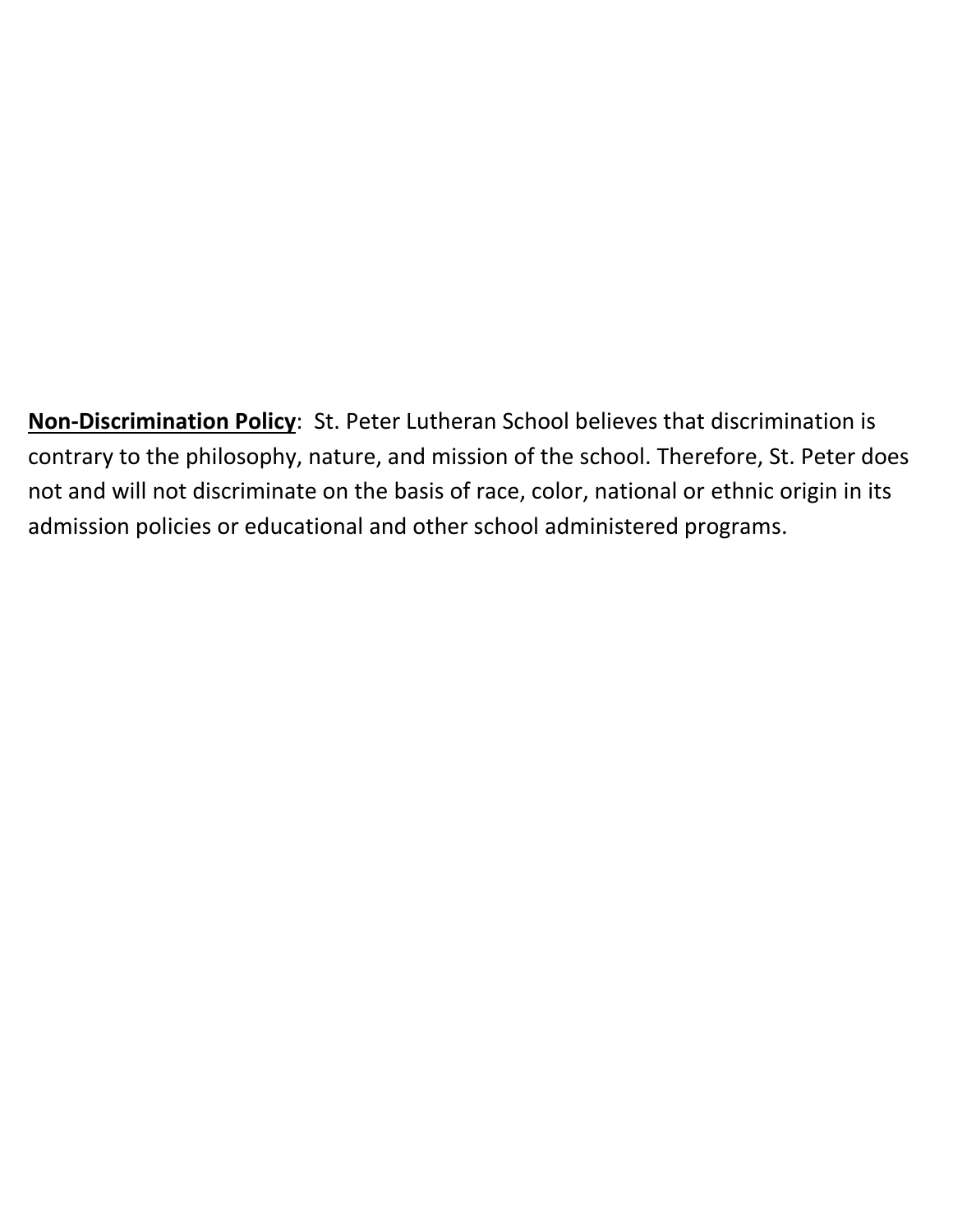**<u>Non-Discrimination Policy</u>**: St. Peter Lutheran School believes that discrimination is contrary to the philosophy, nature, and mission of the school. Therefore, St. Peter does not and will not discriminate on the basis of race, color, national or ethnic origin in its admission policies or educational and other school administered programs.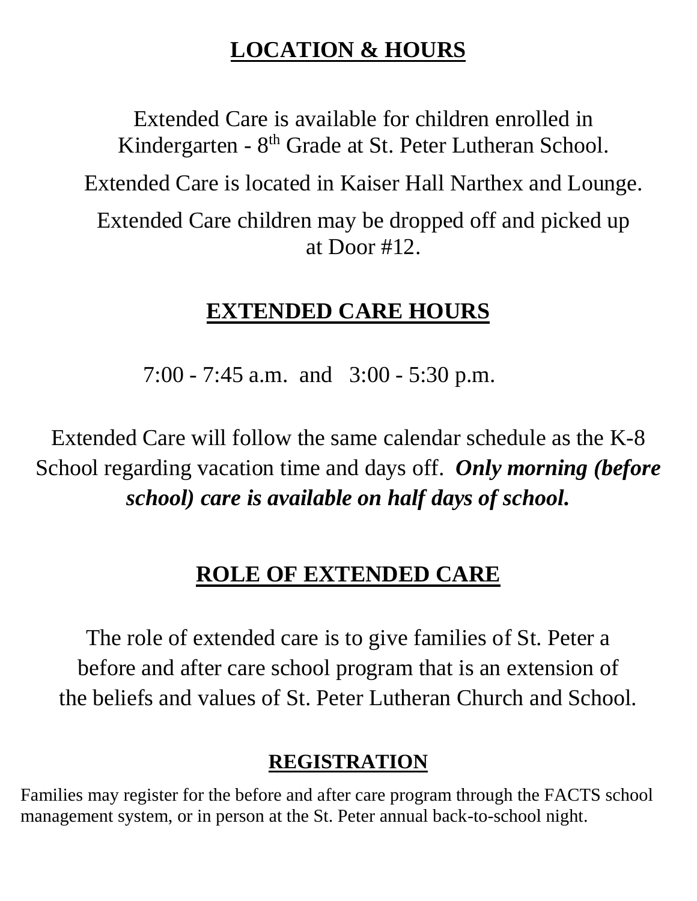## LOCATION & HOURS

Extended Care is available for children enrolled in Kindergarten - 8th Grade at St. Peter Lutheran School.

Extended Care is located in Kaiser Hall Narthex and Lounge.

Extended Care children may be dropped off and picked up at Door #12.

## EXTENDED CARE HOURS

7:00 - 7:45 a.m. and 3:00 - 5:30 p.m.

Extended Care will follow the same calendar schedule as the K-8 School regarding vacation time and days off. ***Only morning (before school) care is available on half days of school.***

## ROLE OF EXTENDED CARE

The role of extended care is to give families of St. Peter a before and after care school program that is an extension of the beliefs and values of St. Peter Lutheran Church and School.

## REGISTRATION

Families may register for the before and after care program through the FACTS school management system, or in person at the St. Peter annual back-to-school night.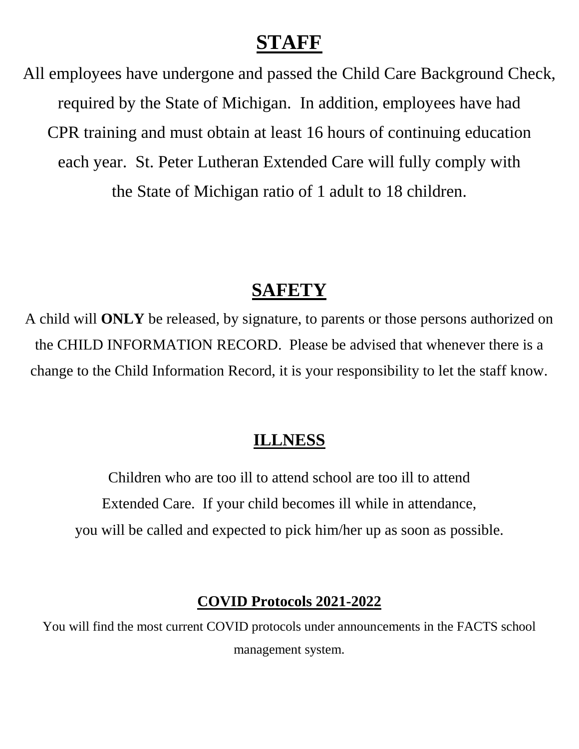## STAFF

All employees have undergone and passed the Child Care Background Check, required by the State of Michigan. In addition, employees have had CPR training and must obtain at least 16 hours of continuing education each year. St. Peter Lutheran Extended Care will fully comply with the State of Michigan ratio of 1 adult to 18 children.

## SAFETY

A child will **ONLY** be released, by signature, to parents or those persons authorized on the CHILD INFORMATION RECORD. Please be advised that whenever there is a change to the Child Information Record, it is your responsibility to let the staff know.

## ILLNESS

Children who are too ill to attend school are too ill to attend Extended Care. If your child becomes ill while in attendance, you will be called and expected to pick him/her up as soon as possible.

### COVID Protocols 2021-2022

You will find the most current COVID protocols under announcements in the FACTS school management system.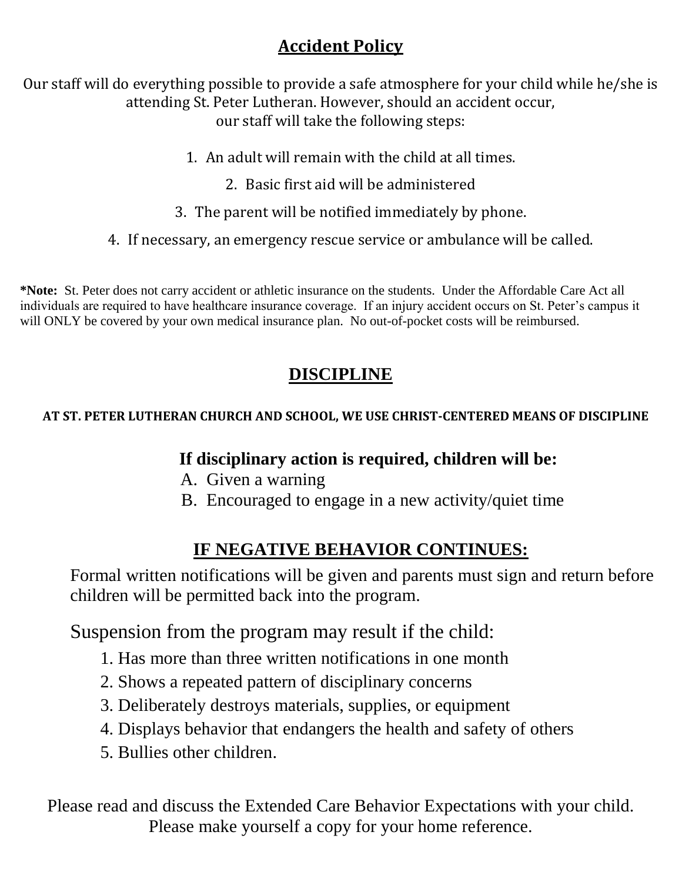## Accident Policy

Our staff will do everything possible to provide a safe atmosphere for your child while he/she is attending St. Peter Lutheran. However, should an accident occur, our staff will take the following steps:

1. An adult will remain with the child at all times.
2. Basic first aid will be administered
3. The parent will be notified immediately by phone.
4. If necessary, an emergency rescue service or ambulance will be called.

***Note:** St. Peter does not carry accident or athletic insurance on the students. Under the Affordable Care Act all individuals are required to have healthcare insurance coverage. If an injury accident occurs on St. Peter's campus it will ONLY be covered by your own medical insurance plan. No out-of-pocket costs will be reimbursed.

## DISCIPLINE

**AT ST. PETER LUTHERAN CHURCH AND SCHOOL, WE USE CHRIST-CENTERED MEANS OF DISCIPLINE**

**If disciplinary action is required, children will be:**

A. Given a warning
B. Encouraged to engage in a new activity/quiet time

## IF NEGATIVE BEHAVIOR CONTINUES:

Formal written notifications will be given and parents must sign and return before children will be permitted back into the program.

Suspension from the program may result if the child:

1. Has more than three written notifications in one month
2. Shows a repeated pattern of disciplinary concerns
3. Deliberately destroys materials, supplies, or equipment
4. Displays behavior that endangers the health and safety of others
5. Bullies other children.

Please read and discuss the Extended Care Behavior Expectations with your child. Please make yourself a copy for your home reference.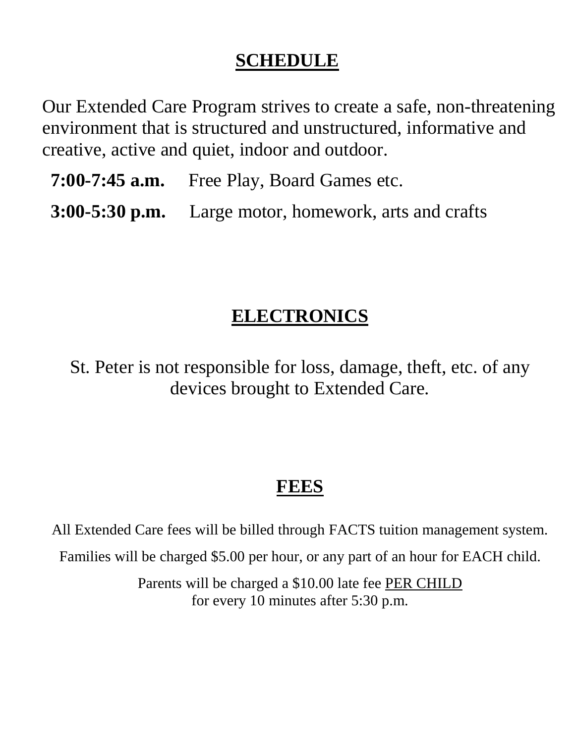## SCHEDULE

Our Extended Care Program strives to create a safe, non-threatening environment that is structured and unstructured, informative and creative, active and quiet, indoor and outdoor.

**7:00-7:45 a.m.** Free Play, Board Games etc.

**3:00-5:30 p.m.** Large motor, homework, arts and crafts

## ELECTRONICS

St. Peter is not responsible for loss, damage, theft, etc. of any devices brought to Extended Care.

## FEES

All Extended Care fees will be billed through FACTS tuition management system.

Families will be charged $5.00 per hour, or any part of an hour for EACH child.

Parents will be charged a $10.00 late fee PER CHILD
for every 10 minutes after 5:30 p.m.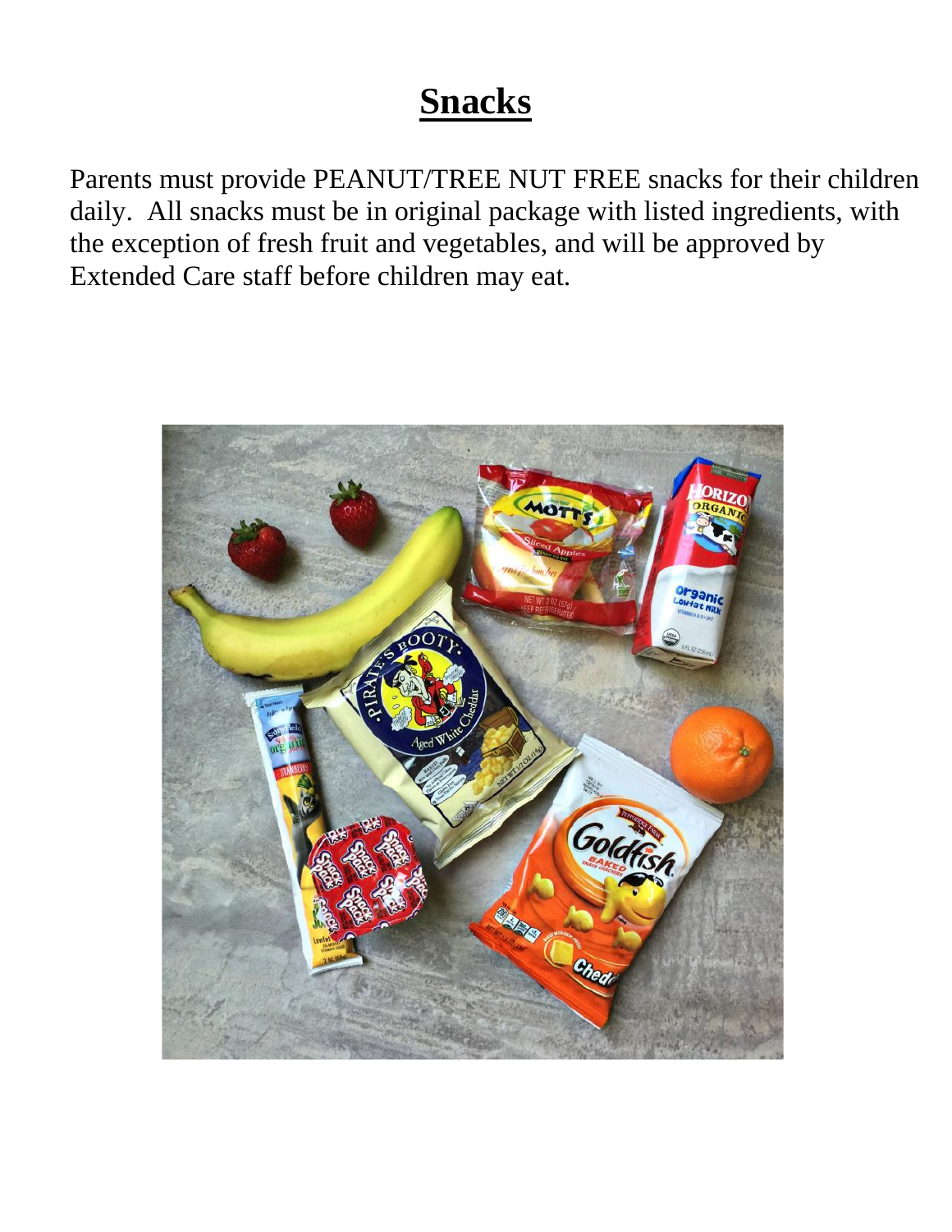# Snacks

Parents must provide PEANUT/TREE NUT FREE snacks for their children daily. All snacks must be in original package with listed ingredients, with the exception of fresh fruit and vegetables, and will be approved by Extended Care staff before children may eat.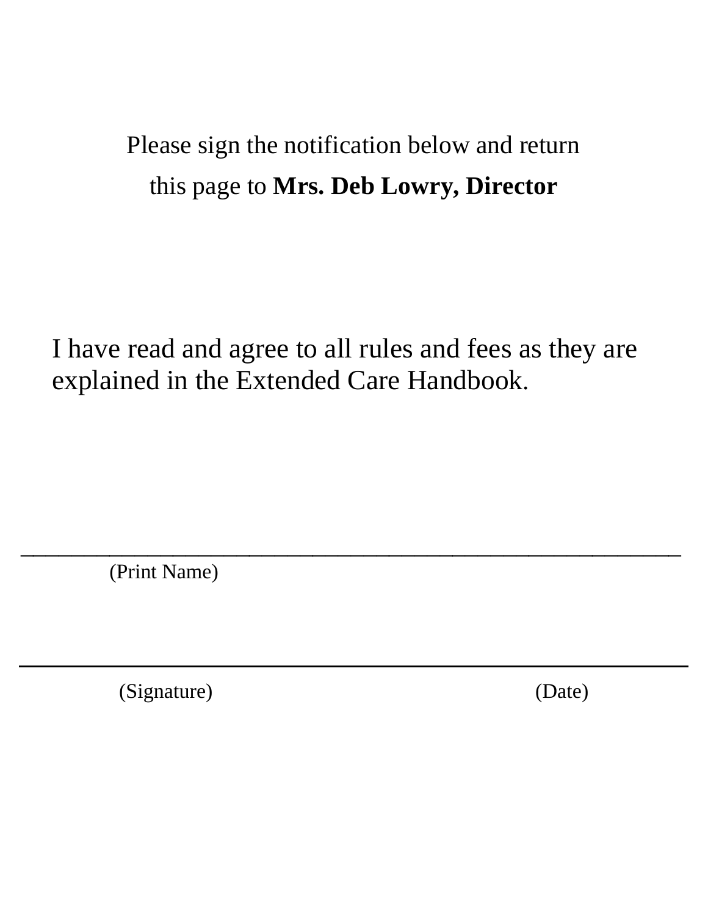Please sign the notification below and return

this page to **Mrs. Deb Lowry, Director**

I have read and agree to all rules and fees as they are explained in the Extended Care Handbook.

______________________________________________________

(Print Name)

______________________________________________________

(Signature) (Date)